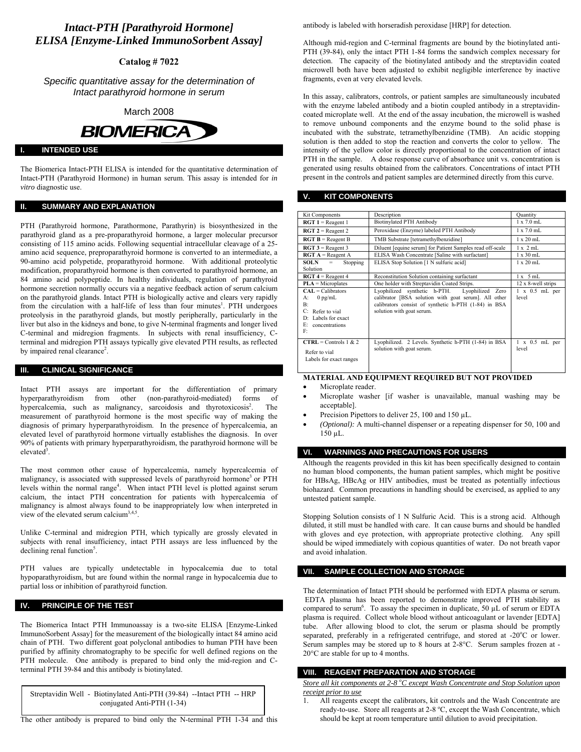# Intact-PTH [Parathyroid Hormone] ELISA [Enzyme-Linked ImmunoSorbent Assay]

**Catalog # 7022**

*Specific quantitative assay for the determination of Intact parathyroid hormone in serum*

March 2008

BIOMERICA

## I. INTENDED USE

The Biomerica Intact-PTH ELISA is intended for the quantitative determination of Intact-PTH (Parathyroid Hormone) in human serum. This assay is intended for *in vitro* diagnostic use.

## II. SUMMARY AND EXPLANATION

PTH (Parathyroid hormone, Parathormone, Parathyrin) is biosynthesized in the parathyroid gland as a pre-proparathyroid hormone, a larger molecular precursor consisting of 115 amino acids. Following sequential intracellular cleavage of a 25-amino acid sequence, preproparathyroid hormone is converted to an intermediate, a 90-amino acid polypetide, proparathyroid hormone. With additional proteolytic modification, proparathyroid hormone is then converted to parathyroid hormone, an 84 amino acid polypeptide. In healthy individuals, regulation of parathyroid hormone secretion normally occurs via a negative feedback action of serum calcium on the parathyroid glands. Intact PTH is biologically active and clears very rapidly from the circulation with a half-life of less than four minutes[1]. PTH undergoes proteolysis in the parathyroid glands, but mostly peripherally, particularly in the liver but also in the kidneys and bone, to give N-terminal fragments and longer lived C-terminal and midregion fragments. In subjects with renal insufficiency, C-terminal and midregion PTH assays typically give elevated PTH results, as reflected by impaired renal clearance[2].

## III. CLINICAL SIGNIFICANCE

Intact PTH assays are important for the differentiation of primary hyperparathyroidism from other (non-parathyroid-mediated) forms of hypercalcemia, such as malignancy, sarcoidosis and thyrotoxicosis[2]. The measurement of parathyroid hormone is the most specific way of making the diagnosis of primary hyperparathyroidism. In the presence of hypercalcemia, an elevated level of parathyroid hormone virtually establishes the diagnosis. In over 90% of patients with primary hyperparathyroidism, the parathyroid hormone will be elevated[3].

The most common other cause of hypercalcemia, namely hypercalcemia of malignancy, is associated with suppressed levels of parathyroid hormone[3] or PTH levels within the normal range[4]. When intact PTH level is plotted against serum calcium, the intact PTH concentration for patients with hypercalcemia of malignancy is almost always found to be inappropriately low when interpreted in view of the elevated serum calcium[3,4,5].

Unlike C-terminal and midregion PTH, which typically are grossly elevated in subjects with renal insufficiency, intact PTH assays are less influenced by the declining renal function[5].

PTH values are typically undetectable in hypocalcemia due to total hypoparathyroidism, but are found within the normal range in hypocalcemia due to partial loss or inhibition of parathyroid function.

## IV. PRINCIPLE OF THE TEST

The Biomerica Intact PTH Immunoassay is a two-site ELISA [Enzyme-Linked ImmunoSorbent Assay] for the measurement of the biologically intact 84 amino acid chain of PTH. Two different goat polyclonal antibodies to human PTH have been purified by affinity chromatography to be specific for well defined regions on the PTH molecule. One antibody is prepared to bind only the mid-region and C-terminal PTH 39-84 and this antibody is biotinylated.

Streptavidin Well - Biotinylated Anti-PTH (39-84) --Intact PTH -- HRP conjugated Anti-PTH (1-34)

The other antibody is prepared to bind only the N-terminal PTH 1-34 and this antibody is labeled with horseradish peroxidase [HRP] for detection.

Although mid-region and C-terminal fragments are bound by the biotinylated anti-PTH (39-84), only the intact PTH 1-84 forms the sandwich complex necessary for detection. The capacity of the biotinylated antibody and the streptavidin coated microwell both have been adjusted to exhibit negligible interference by inactive fragments, even at very elevated levels.

In this assay, calibrators, controls, or patient samples are simultaneously incubated with the enzyme labeled antibody and a biotin coupled antibody in a streptavidin-coated microplate well. At the end of the assay incubation, the microwell is washed to remove unbound components and the enzyme bound to the solid phase is incubated with the substrate, tetramethylbenzidine (TMB). An acidic stopping solution is then added to stop the reaction and converts the color to yellow. The intensity of the yellow color is directly proportional to the concentration of intact PTH in the sample. A dose response curve of absorbance unit vs. concentration is generated using results obtained from the calibrators. Concentrations of intact PTH present in the controls and patient samples are determined directly from this curve.

## V. KIT COMPONENTS

| Kit Components | Description | Quantity |
|---|---|---|
| **RGT 1** = Reagent 1 | Biotinylated PTH Antibody | 1 x 7.0 mL |
| **RGT 2** = Reagent 2 | Peroxidase (Enzyme) labeled PTH Antibody | 1 x 7.0 mL |
| **RGT B** = Reagent B | TMB Substrate [tetramethylbenzidine] | 1 x 20 mL |
| **RGT 3** = Reagent 3 | Diluent [equine serum] for Patient Samples read off-scale | 1 x 2 mL |
| **RGT A** = Reagent A | ELISA Wash Concentrate [Saline with surfactant] | 1 x 30 mL |
| **SOLN** = Stopping Solution | ELISA Stop Solution [1 N sulfuric acid] | 1 x 20 mL |
| **RGT 4** = Reagent 4 | Reconstitution Solution containing surfactant | 1 x 5 mL |
| **PLA** = Microplates | One holder with Streptavidin Coated Strips. | 12 x 8-well strips |
| **CAL** = Calibrators<br>A: 0 pg/mL<br>B:<br>C: Refer to vial<br>D: Labels for exact<br>E: concentrations<br>F: | Lyophilized synthetic h-PTH. Lyophilized Zero calibrator [BSA solution with goat serum]. All other calibrators consist of synthetic h-PTH (1-84) in BSA solution with goat serum. | 1 x 0.5 mL per level |
| **CTRL** = Controls 1 & 2<br>Refer to vial Labels for exact ranges | Lyophilized. 2 Levels. Synthetic h-PTH (1-84) in BSA solution with goat serum. | 1 x 0.5 mL per level |

**MATERIAL AND EQUIPMENT REQUIRED BUT NOT PROVIDED**

- Microplate reader.
- Microplate washer [if washer is unavailable, manual washing may be acceptable].
- Precision Pipettors to deliver 25, 100 and 150 µL.
- *(Optional):* A multi-channel dispenser or a repeating dispenser for 50, 100 and 150 µL.

## VI. WARNINGS AND PRECAUTIONS FOR USERS

Although the reagents provided in this kit has been specifically designed to contain no human blood components, the human patient samples, which might be positive for HBsAg, HBcAg or HIV antibodies, must be treated as potentially infectious biohazard. Common precautions in handling should be exercised, as applied to any untested patient sample.

Stopping Solution consists of 1 N Sulfuric Acid. This is a strong acid. Although diluted, it still must be handled with care. It can cause burns and should be handled with gloves and eye protection, with appropriate protective clothing. Any spill should be wiped immediately with copious quantities of water. Do not breath vapor and avoid inhalation.

## VII. SAMPLE COLLECTION AND STORAGE

The determination of Intact PTH should be performed with EDTA plasma or serum. EDTA plasma has been reported to demonstrate improved PTH stability as compared to serum[6]. To assay the specimen in duplicate, 50 µL of serum or EDTA plasma is required. Collect whole blood without anticoagulant or lavender [EDTA] tube. After allowing blood to clot, the serum or plasma should be promptly separated, preferably in a refrigerated centrifuge, and stored at -20°C or lower. Serum samples may be stored up to 8 hours at 2-8°C. Serum samples frozen at -20°C are stable for up to 4 months.

## VIII. REAGENT PREPARATION AND STORAGE

*Store all kit components at 2-8 °C except Wash Concentrate and Stop Solution upon receipt prior to use*

1. All reagents except the calibrators, kit controls and the Wash Concentrate are ready-to-use. Store all reagents at 2-8 ºC, except the Wash Concentrate, which should be kept at room temperature until dilution to avoid precipitation.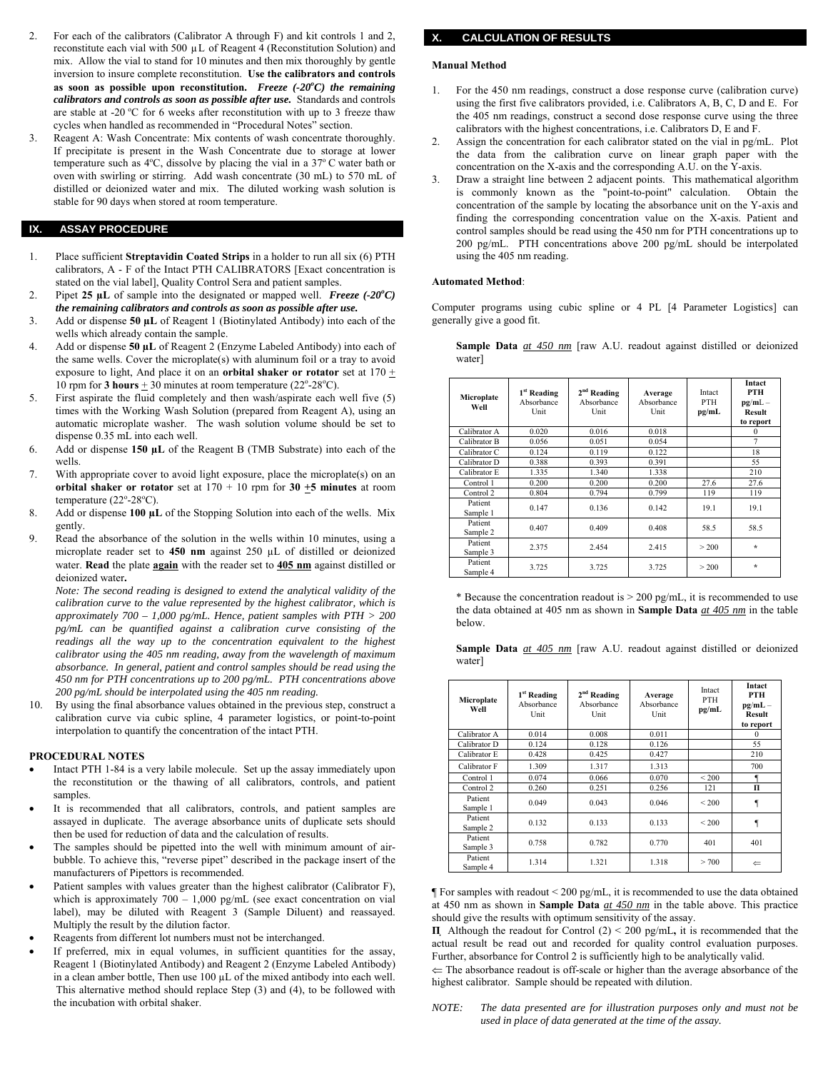2. For each of the calibrators (Calibrator A through F) and kit controls 1 and 2, reconstitute each vial with 500 µL of Reagent 4 (Reconstitution Solution) and mix. Allow the vial to stand for 10 minutes and then mix thoroughly by gentle inversion to insure complete reconstitution. **Use the calibrators and controls as soon as possible upon reconstitution.** ***Freeze (-20°C) the remaining calibrators and controls as soon as possible after use.*** Standards and controls are stable at -20 °C for 6 weeks after reconstitution with up to 3 freeze thaw cycles when handled as recommended in "Procedural Notes" section.
3. Reagent A: Wash Concentrate: Mix contents of wash concentrate thoroughly. If precipitate is present in the Wash Concentrate due to storage at lower temperature such as 4°C, dissolve by placing the vial in a 37° C water bath or oven with swirling or stirring. Add wash concentrate (30 mL) to 570 mL of distilled or deionized water and mix. The diluted working wash solution is stable for 90 days when stored at room temperature.

## IX. ASSAY PROCEDURE

1. Place sufficient **Streptavidin Coated Strips** in a holder to run all six (6) PTH calibrators, A - F of the Intact PTH CALIBRATORS [Exact concentration is stated on the vial label], Quality Control Sera and patient samples.
2. Pipet **25 µL** of sample into the designated or mapped well. ***Freeze (-20°C) the remaining calibrators and controls as soon as possible after use.***
3. Add or dispense **50 µL** of Reagent 1 (Biotinylated Antibody) into each of the wells which already contain the sample.
4. Add or dispense **50 µL** of Reagent 2 (Enzyme Labeled Antibody) into each of the same wells. Cover the microplate(s) with aluminum foil or a tray to avoid exposure to light, And place it on an **orbital shaker or rotator** set at 170 ± 10 rpm for **3 hours** ± 30 minutes at room temperature (22°-28°C).
5. First aspirate the fluid completely and then wash/aspirate each well five (5) times with the Working Wash Solution (prepared from Reagent A), using an automatic microplate washer. The wash solution volume should be set to dispense 0.35 mL into each well.
6. Add or dispense **150 µL** of the Reagent B (TMB Substrate) into each of the wells.
7. With appropriate cover to avoid light exposure, place the microplate(s) on an **orbital shaker or rotator** set at 170 + 10 rpm for **30 ±5 minutes** at room temperature (22°-28°C).
8. Add or dispense **100 µL** of the Stopping Solution into each of the wells. Mix gently.
9. Read the absorbance of the solution in the wells within 10 minutes, using a microplate reader set to **450 nm** against 250 µL of distilled or deionized water. **Read** the plate **again** with the reader set to **405 nm** against distilled or deionized water**.**

   *Note: The second reading is designed to extend the analytical validity of the calibration curve to the value represented by the highest calibrator, which is approximately 700 – 1,000 pg/mL. Hence, patient samples with PTH > 200 pg/mL can be quantified against a calibration curve consisting of the readings all the way up to the concentration equivalent to the highest calibrator using the 405 nm reading, away from the wavelength of maximum absorbance. In general, patient and control samples should be read using the 450 nm for PTH concentrations up to 200 pg/mL. PTH concentrations above 200 pg/mL should be interpolated using the 405 nm reading.*
10. By using the final absorbance values obtained in the previous step, construct a calibration curve via cubic spline, 4 parameter logistics, or point-to-point interpolation to quantify the concentration of the intact PTH.

### PROCEDURAL NOTES

- Intact PTH 1-84 is a very labile molecule. Set up the assay immediately upon the reconstitution or the thawing of all calibrators, controls, and patient samples.
- It is recommended that all calibrators, controls, and patient samples are assayed in duplicate. The average absorbance units of duplicate sets should then be used for reduction of data and the calculation of results.
- The samples should be pipetted into the well with minimum amount of air-bubble. To achieve this, "reverse pipet" described in the package insert of the manufacturers of Pipettors is recommended.
- Patient samples with values greater than the highest calibrator (Calibrator F), which is approximately 700 – 1,000 pg/mL (see exact concentration on vial label), may be diluted with Reagent 3 (Sample Diluent) and reassayed. Multiply the result by the dilution factor.
- Reagents from different lot numbers must not be interchanged.
- If preferred, mix in equal volumes, in sufficient quantities for the assay, Reagent 1 (Biotinylated Antibody) and Reagent 2 (Enzyme Labeled Antibody) in a clean amber bottle, Then use 100 µL of the mixed antibody into each well. This alternative method should replace Step (3) and (4), to be followed with the incubation with orbital shaker.

## X. CALCULATION OF RESULTS

### Manual Method

1. For the 450 nm readings, construct a dose response curve (calibration curve) using the first five calibrators provided, i.e. Calibrators A, B, C, D and E. For the 405 nm readings, construct a second dose response curve using the three calibrators with the highest concentrations, i.e. Calibrators D, E and F.
2. Assign the concentration for each calibrator stated on the vial in pg/mL. Plot the data from the calibration curve on linear graph paper with the concentration on the X-axis and the corresponding A.U. on the Y-axis.
3. Draw a straight line between 2 adjacent points. This mathematical algorithm is commonly known as the "point-to-point" calculation. Obtain the concentration of the sample by locating the absorbance unit on the Y-axis and finding the corresponding concentration value on the X-axis. Patient and control samples should be read using the 450 nm for PTH concentrations up to 200 pg/mL. PTH concentrations above 200 pg/mL should be interpolated using the 405 nm reading.

### Automated Method:

Computer programs using cubic spline or 4 PL [4 Parameter Logistics] can generally give a good fit.

**Sample Data** *at 450 nm* [raw A.U. readout against distilled or deionized water]

| Microplate Well | 1st Reading Absorbance Unit | 2nd Reading Absorbance Unit | Average Absorbance Unit | Intact PTH pg/mL | Intact PTH pg/mL – Result to report |
|---|---|---|---|---|---|
| Calibrator A | 0.020 | 0.016 | 0.018 | | 0 |
| Calibrator B | 0.056 | 0.051 | 0.054 | | 7 |
| Calibrator C | 0.124 | 0.119 | 0.122 | | 18 |
| Calibrator D | 0.388 | 0.393 | 0.391 | | 55 |
| Calibrator E | 1.335 | 1.340 | 1.338 | | 210 |
| Control 1 | 0.200 | 0.200 | 0.200 | 27.6 | 27.6 |
| Control 2 | 0.804 | 0.794 | 0.799 | 119 | 119 |
| Patient Sample 1 | 0.147 | 0.136 | 0.142 | 19.1 | 19.1 |
| Patient Sample 2 | 0.407 | 0.409 | 0.408 | 58.5 | 58.5 |
| Patient Sample 3 | 2.375 | 2.454 | 2.415 | > 200 | * |
| Patient Sample 4 | 3.725 | 3.725 | 3.725 | > 200 | * |

* Because the concentration readout is > 200 pg/mL, it is recommended to use the data obtained at 405 nm as shown in **Sample Data** *at 405 nm* in the table below.

**Sample Data** *at 405 nm* [raw A.U. readout against distilled or deionized water]

| Microplate Well | 1st Reading Absorbance Unit | 2nd Reading Absorbance Unit | Average Absorbance Unit | Intact PTH pg/mL | Intact PTH pg/mL – Result to report |
|---|---|---|---|---|---|
| Calibrator A | 0.014 | 0.008 | 0.011 | | 0 |
| Calibrator D | 0.124 | 0.128 | 0.126 | | 55 |
| Calibrator E | 0.428 | 0.425 | 0.427 | | 210 |
| Calibrator F | 1.309 | 1.317 | 1.313 | | 700 |
| Control 1 | 0.074 | 0.066 | 0.070 | < 200 | ¶ |
| Control 2 | 0.260 | 0.251 | 0.256 | 121 | Π |
| Patient Sample 1 | 0.049 | 0.043 | 0.046 | < 200 | ¶ |
| Patient Sample 2 | 0.132 | 0.133 | 0.133 | < 200 | ¶ |
| Patient Sample 3 | 0.758 | 0.782 | 0.770 | 401 | 401 |
| Patient Sample 4 | 1.314 | 1.321 | 1.318 | > 700 | ⇐ |

¶ For samples with readout < 200 pg/mL, it is recommended to use the data obtained at 450 nm as shown in **Sample Data** *at 450 nm* in the table above. This practice should give the results with optimum sensitivity of the assay.

**Π** Although the readout for Control (2) < 200 pg/mL**,** it is recommended that the actual result be read out and recorded for quality control evaluation purposes. Further, absorbance for Control 2 is sufficiently high to be analytically valid.

⇐ The absorbance readout is off-scale or higher than the average absorbance of the highest calibrator. Sample should be repeated with dilution.

*NOTE: The data presented are for illustration purposes only and must not be used in place of data generated at the time of the assay.*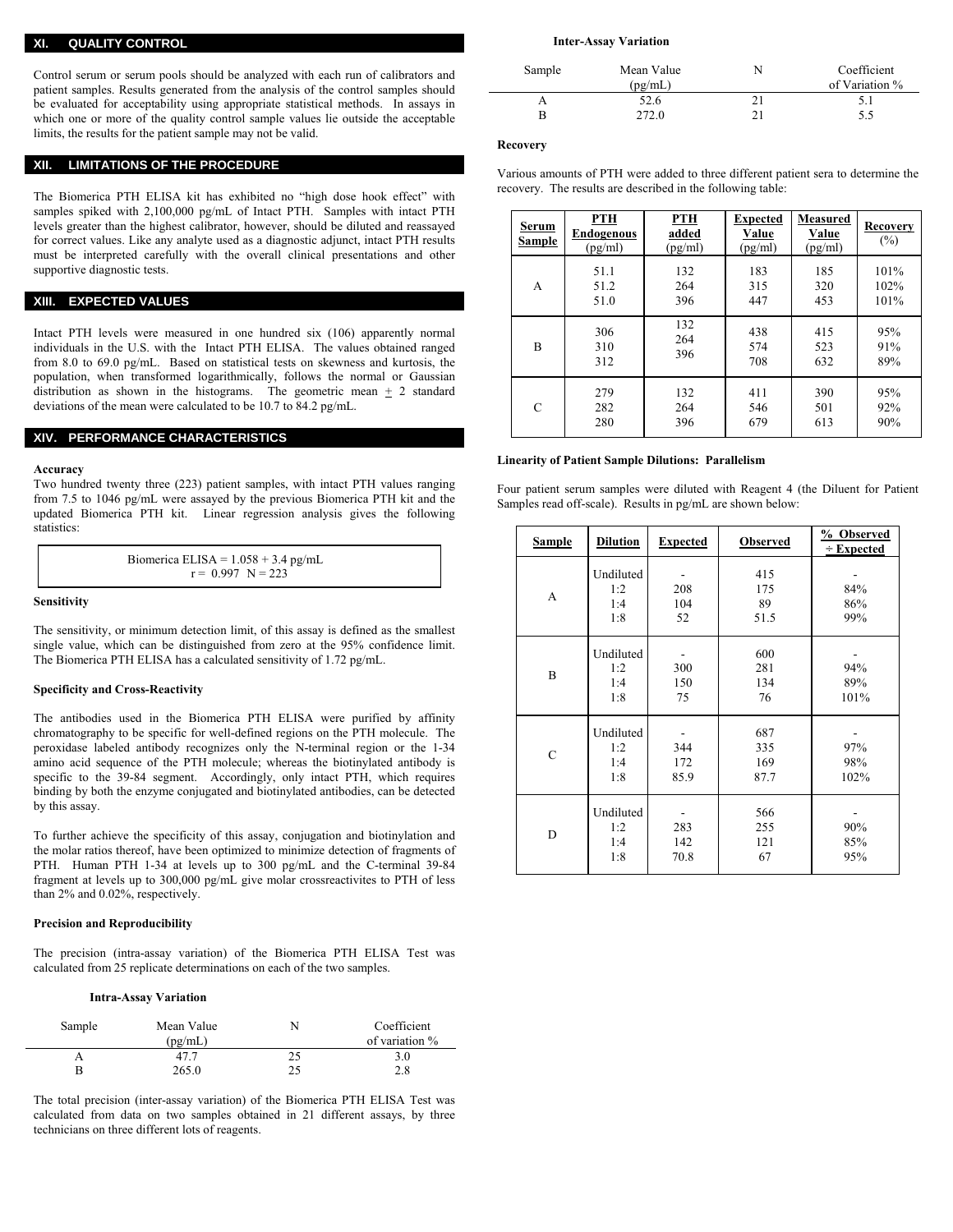## XI. QUALITY CONTROL

Control serum or serum pools should be analyzed with each run of calibrators and patient samples. Results generated from the analysis of the control samples should be evaluated for acceptability using appropriate statistical methods. In assays in which one or more of the quality control sample values lie outside the acceptable limits, the results for the patient sample may not be valid.

## XII. LIMITATIONS OF THE PROCEDURE

The Biomerica PTH ELISA kit has exhibited no "high dose hook effect" with samples spiked with 2,100,000 pg/mL of Intact PTH. Samples with intact PTH levels greater than the highest calibrator, however, should be diluted and reassayed for correct values. Like any analyte used as a diagnostic adjunct, intact PTH results must be interpreted carefully with the overall clinical presentations and other supportive diagnostic tests.

## XIII. EXPECTED VALUES

Intact PTH levels were measured in one hundred six (106) apparently normal individuals in the U.S. with the Intact PTH ELISA. The values obtained ranged from 8.0 to 69.0 pg/mL. Based on statistical tests on skewness and kurtosis, the population, when transformed logarithmically, follows the normal or Gaussian distribution as shown in the histograms. The geometric mean ± 2 standard deviations of the mean were calculated to be 10.7 to 84.2 pg/mL.

## XIV. PERFORMANCE CHARACTERISTICS

### Accuracy

Two hundred twenty three (223) patient samples, with intact PTH values ranging from 7.5 to 1046 pg/mL were assayed by the previous Biomerica PTH kit and the updated Biomerica PTH kit. Linear regression analysis gives the following statistics:

Biomerica ELISA = 1.058 + 3.4 pg/mL
r = 0.997 N = 223

### Sensitivity

The sensitivity, or minimum detection limit, of this assay is defined as the smallest single value, which can be distinguished from zero at the 95% confidence limit. The Biomerica PTH ELISA has a calculated sensitivity of 1.72 pg/mL.

### Specificity and Cross-Reactivity

The antibodies used in the Biomerica PTH ELISA were purified by affinity chromatography to be specific for well-defined regions on the PTH molecule. The peroxidase labeled antibody recognizes only the N-terminal region or the 1-34 amino acid sequence of the PTH molecule; whereas the biotinylated antibody is specific to the 39-84 segment. Accordingly, only intact PTH, which requires binding by both the enzyme conjugated and biotinylated antibodies, can be detected by this assay.

To further achieve the specificity of this assay, conjugation and biotinylation and the molar ratios thereof, have been optimized to minimize detection of fragments of PTH. Human PTH 1-34 at levels up to 300 pg/mL and the C-terminal 39-84 fragment at levels up to 300,000 pg/mL give molar crossreactivites to PTH of less than 2% and 0.02%, respectively.

### Precision and Reproducibility

The precision (intra-assay variation) of the Biomerica PTH ELISA Test was calculated from 25 replicate determinations on each of the two samples.

**Intra-Assay Variation**

| Sample | Mean Value (pg/mL) | N | Coefficient of variation % |
|---|---|---|---|
| A | 47.7 | 25 | 3.0 |
| B | 265.0 | 25 | 2.8 |

The total precision (inter-assay variation) of the Biomerica PTH ELISA Test was calculated from data on two samples obtained in 21 different assays, by three technicians on three different lots of reagents.

**Inter-Assay Variation**

| Sample | Mean Value (pg/mL) | N | Coefficient of Variation % |
|---|---|---|---|
| A | 52.6 | 21 | 5.1 |
| B | 272.0 | 21 | 5.5 |

### Recovery

Various amounts of PTH were added to three different patient sera to determine the recovery. The results are described in the following table:

| Serum Sample | PTH Endogenous (pg/ml) | PTH added (pg/ml) | Expected Value (pg/ml) | Measured Value (pg/ml) | Recovery (%) |
|---|---|---|---|---|---|
| A | 51.1 | 132 | 183 | 185 | 101% |
| | 51.2 | 264 | 315 | 320 | 102% |
| | 51.0 | 396 | 447 | 453 | 101% |
| B | 306 | 132 | 438 | 415 | 95% |
| | 310 | 264 | 574 | 523 | 91% |
| | 312 | 396 | 708 | 632 | 89% |
| C | 279 | 132 | 411 | 390 | 95% |
| | 282 | 264 | 546 | 501 | 92% |
| | 280 | 396 | 679 | 613 | 90% |

### Linearity of Patient Sample Dilutions: Parallelism

Four patient serum samples were diluted with Reagent 4 (the Diluent for Patient Samples read off-scale). Results in pg/mL are shown below:

| Sample | Dilution | Expected | Observed | % Observed ÷ Expected |
|---|---|---|---|---|
| A | Undiluted | - | 415 | - |
| | 1:2 | 208 | 175 | 84% |
| | 1:4 | 104 | 89 | 86% |
| | 1:8 | 52 | 51.5 | 99% |
| B | Undiluted | - | 600 | - |
| | 1:2 | 300 | 281 | 94% |
| | 1:4 | 150 | 134 | 89% |
| | 1:8 | 75 | 76 | 101% |
| C | Undiluted | - | 687 | - |
| | 1:2 | 344 | 335 | 97% |
| | 1:4 | 172 | 169 | 98% |
| | 1:8 | 85.9 | 87.7 | 102% |
| D | Undiluted | - | 566 | - |
| | 1:2 | 283 | 255 | 90% |
| | 1:4 | 142 | 121 | 85% |
| | 1:8 | 70.8 | 67 | 95% |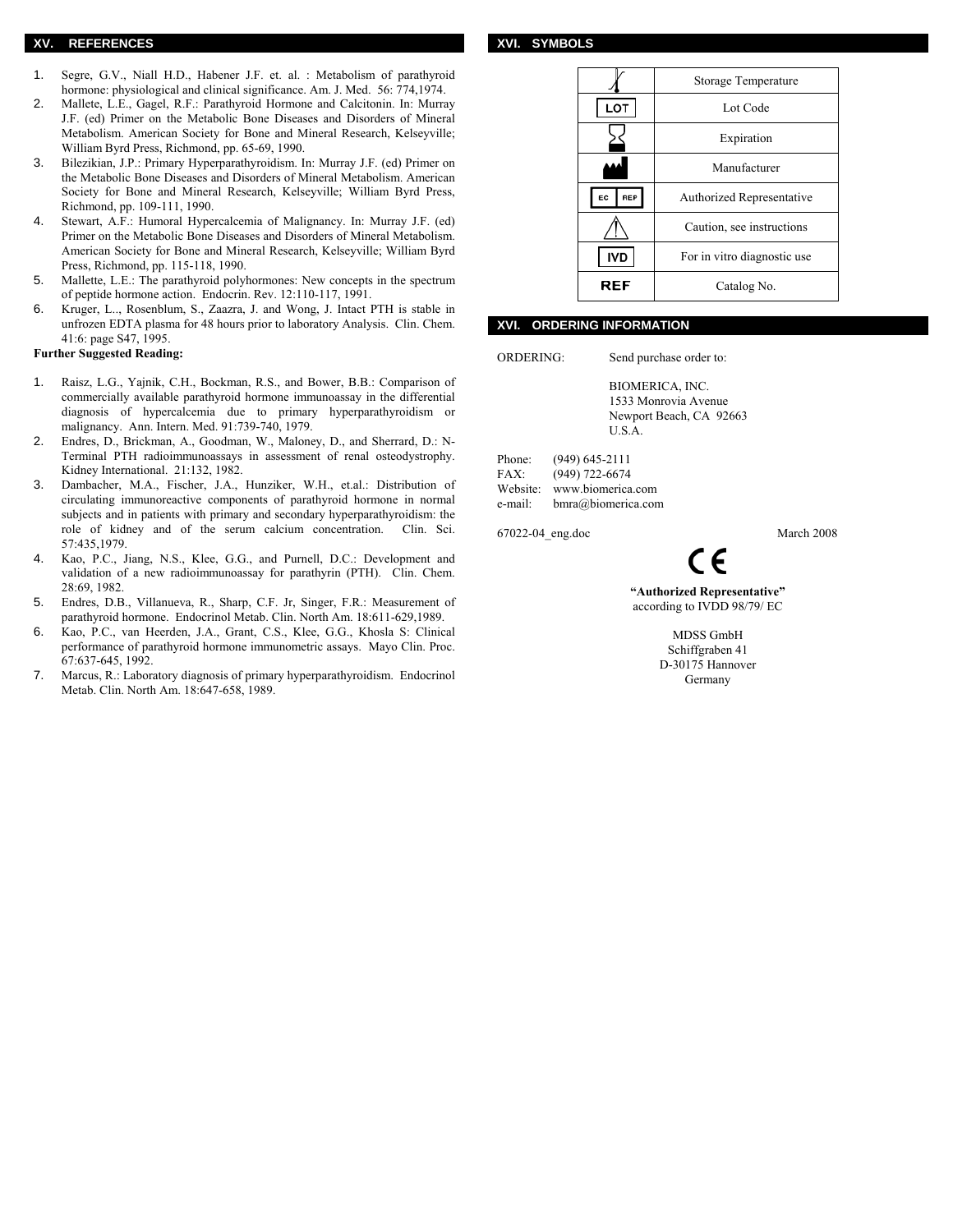## XV. REFERENCES

1. Segre, G.V., Niall H.D., Habener J.F. et. al. : Metabolism of parathyroid hormone: physiological and clinical significance. Am. J. Med. 56: 774,1974.
2. Mallete, L.E., Gagel, R.F.: Parathyroid Hormone and Calcitonin. In: Murray J.F. (ed) Primer on the Metabolic Bone Diseases and Disorders of Mineral Metabolism. American Society for Bone and Mineral Research, Kelseyville; William Byrd Press, Richmond, pp. 65-69, 1990.
3. Bilezikian, J.P.: Primary Hyperparathyroidism. In: Murray J.F. (ed) Primer on the Metabolic Bone Diseases and Disorders of Mineral Metabolism. American Society for Bone and Mineral Research, Kelseyville; William Byrd Press, Richmond, pp. 109-111, 1990.
4. Stewart, A.F.: Humoral Hypercalcemia of Malignancy. In: Murray J.F. (ed) Primer on the Metabolic Bone Diseases and Disorders of Mineral Metabolism. American Society for Bone and Mineral Research, Kelseyville; William Byrd Press, Richmond, pp. 115-118, 1990.
5. Mallette, L.E.: The parathyroid polyhormones: New concepts in the spectrum of peptide hormone action. Endocrin. Rev. 12:110-117, 1991.
6. Kruger, L.., Rosenblum, S., Zaazra, J. and Wong, J. Intact PTH is stable in unfrozen EDTA plasma for 48 hours prior to laboratory Analysis. Clin. Chem. 41:6: page S47, 1995.

**Further Suggested Reading:**

1. Raisz, L.G., Yajnik, C.H., Bockman, R.S., and Bower, B.B.: Comparison of commercially available parathyroid hormone immunoassay in the differential diagnosis of hypercalcemia due to primary hyperparathyroidism or malignancy. Ann. Intern. Med. 91:739-740, 1979.
2. Endres, D., Brickman, A., Goodman, W., Maloney, D., and Sherrard, D.: N-Terminal PTH radioimmunoassays in assessment of renal osteodystrophy. Kidney International. 21:132, 1982.
3. Dambacher, M.A., Fischer, J.A., Hunziker, W.H., et.al.: Distribution of circulating immunoreactive components of parathyroid hormone in normal subjects and in patients with primary and secondary hyperparathyroidism: the role of kidney and of the serum calcium concentration. Clin. Sci. 57:435,1979.
4. Kao, P.C., Jiang, N.S., Klee, G.G., and Purnell, D.C.: Development and validation of a new radioimmunoassay for parathyrin (PTH). Clin. Chem. 28:69, 1982.
5. Endres, D.B., Villanueva, R., Sharp, C.F. Jr, Singer, F.R.: Measurement of parathyroid hormone. Endocrinol Metab. Clin. North Am. 18:611-629,1989.
6. Kao, P.C., van Heerden, J.A., Grant, C.S., Klee, G.G., Khosla S: Clinical performance of parathyroid hormone immunometric assays. Mayo Clin. Proc. 67:637-645, 1992.
7. Marcus, R.: Laboratory diagnosis of primary hyperparathyroidism. Endocrinol Metab. Clin. North Am. 18:647-658, 1989.

## XVI. SYMBOLS

| | |
|---|---|
| | Storage Temperature |
| LOT | Lot Code |
| | Expiration |
| | Manufacturer |
| EC REP | Authorized Representative |
| | Caution, see instructions |
| IVD | For in vitro diagnostic use |
| REF | Catalog No. |

## XVI. ORDERING INFORMATION

ORDERING: Send purchase order to:

BIOMERICA, INC.
1533 Monrovia Avenue
Newport Beach, CA 92663
U.S.A.

Phone: (949) 645-2111
FAX: (949) 722-6674
Website: www.biomerica.com
e-mail: bmra@biomerica.com

67022-04_eng.doc March 2008

CE

**"Authorized Representative"**
according to IVDD 98/79/ EC

MDSS GmbH
Schiffgraben 41
D-30175 Hannover
Germany